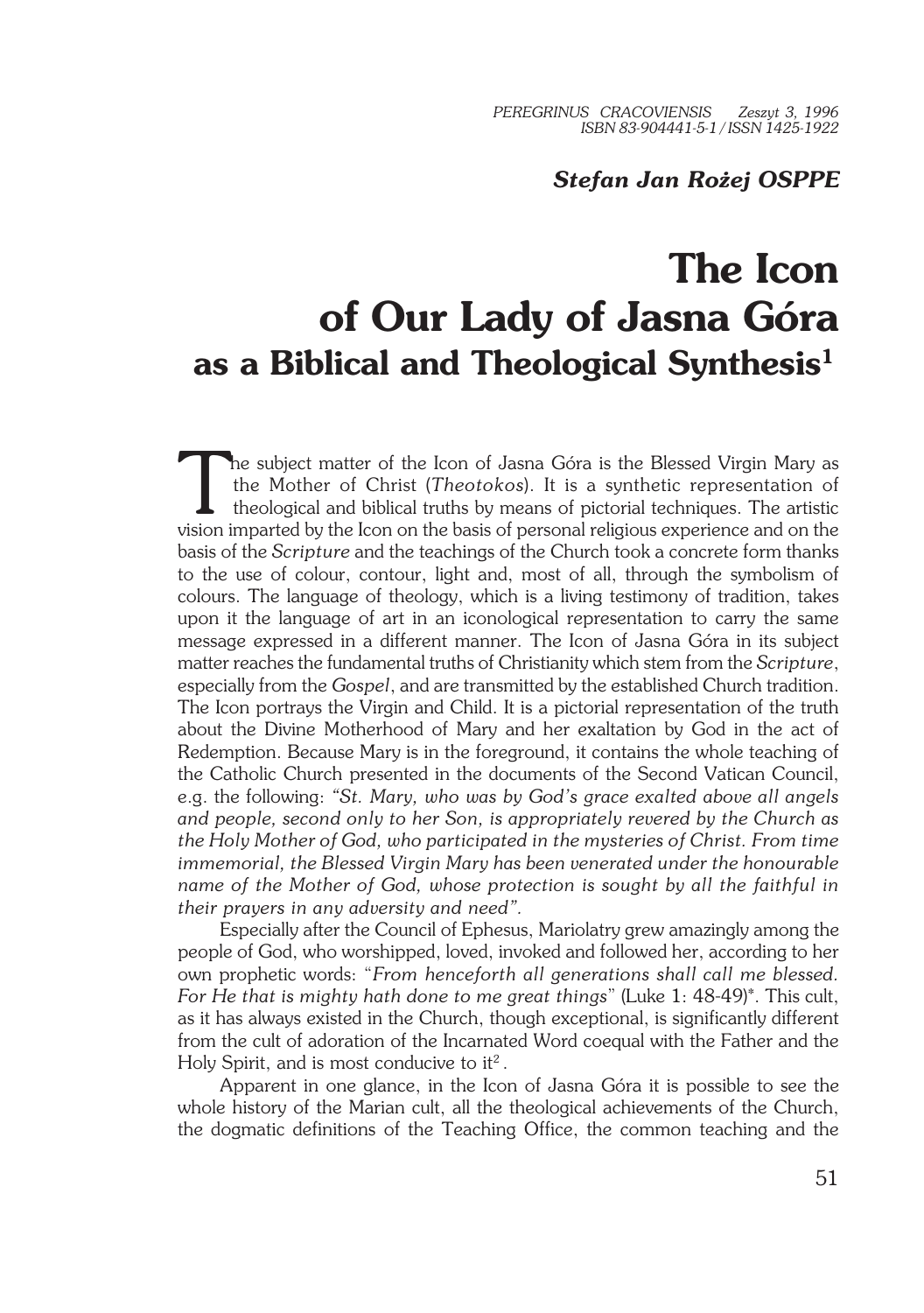**Stefan Jan Rożej OSPPE**

# The Icon of Our Lady of Jasna Góra

## as a Biblical and Theological Synthesis[1]

The subject matter of the Icon of Jasna Góra is the Blessed Virgin Mary as the Mother of Christ (*Theotokos*). It is a synthetic representation of theological and biblical truths by means of pictorial techniques. The artistic vision imparted by the Icon on the basis of personal religious experience and on the basis of the *Scripture* and the teachings of the Church took a concrete form thanks to the use of colour, contour, light and, most of all, through the symbolism of colours. The language of theology, which is a living testimony of tradition, takes upon it the language of art in an iconological representation to carry the same message expressed in a different manner. The Icon of Jasna Góra in its subject matter reaches the fundamental truths of Christianity which stem from the *Scripture*, especially from the *Gospel*, and are transmitted by the established Church tradition. The Icon portrays the Virgin and Child. It is a pictorial representation of the truth about the Divine Motherhood of Mary and her exaltation by God in the act of Redemption. Because Mary is in the foreground, it contains the whole teaching of the Catholic Church presented in the documents of the Second Vatican Council, e.g. the following: *"St. Mary, who was by God's grace exalted above all angels and people, second only to her Son, is appropriately revered by the Church as the Holy Mother of God, who participated in the mysteries of Christ. From time immemorial, the Blessed Virgin Mary has been venerated under the honourable name of the Mother of God, whose protection is sought by all the faithful in their prayers in any adversity and need"*.

Especially after the Council of Ephesus, Mariolatry grew amazingly among the people of God, who worshipped, loved, invoked and followed her, according to her own prophetic words: "*From henceforth all generations shall call me blessed. For He that is mighty hath done to me great things*" (Luke 1: 48-49)*. This cult, as it has always existed in the Church, though exceptional, is significantly different from the cult of adoration of the Incarnated Word coequal with the Father and the Holy Spirit, and is most conducive to it[2].

Apparent in one glance, in the Icon of Jasna Góra it is possible to see the whole history of the Marian cult, all the theological achievements of the Church, the dogmatic definitions of the Teaching Office, the common teaching and the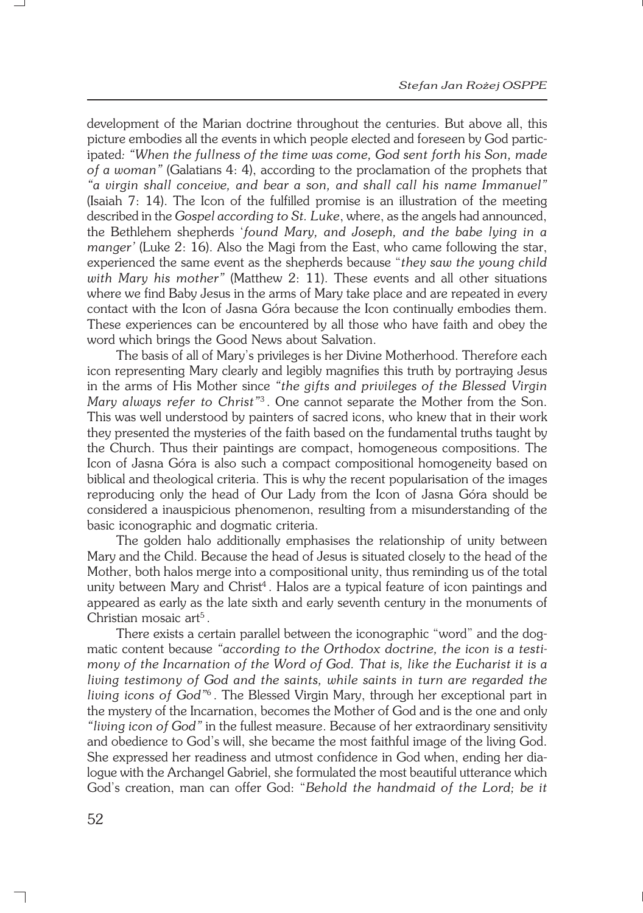development of the Marian doctrine throughout the centuries. But above all, this picture embodies all the events in which people elected and foreseen by God participated: *"When the fullness of the time was come, God sent forth his Son, made of a woman"* (Galatians 4: 4), according to the proclamation of the prophets that *"a virgin shall conceive, and bear a son, and shall call his name Immanuel"* (Isaiah 7: 14). The Icon of the fulfilled promise is an illustration of the meeting described in the *Gospel according to St. Luke*, where, as the angels had announced, the Bethlehem shepherds '*found Mary, and Joseph, and the babe lying in a manger'* (Luke 2: 16). Also the Magi from the East, who came following the star, experienced the same event as the shepherds because "*they saw the young child with Mary his mother"* (Matthew 2: 11). These events and all other situations where we find Baby Jesus in the arms of Mary take place and are repeated in every contact with the Icon of Jasna Góra because the Icon continually embodies them. These experiences can be encountered by all those who have faith and obey the word which brings the Good News about Salvation.

The basis of all of Mary's privileges is her Divine Motherhood. Therefore each icon representing Mary clearly and legibly magnifies this truth by portraying Jesus in the arms of His Mother since *"the gifts and privileges of the Blessed Virgin Mary always refer to Christ"*[3]. One cannot separate the Mother from the Son. This was well understood by painters of sacred icons, who knew that in their work they presented the mysteries of the faith based on the fundamental truths taught by the Church. Thus their paintings are compact, homogeneous compositions. The Icon of Jasna Góra is also such a compact compositional homogeneity based on biblical and theological criteria. This is why the recent popularisation of the images reproducing only the head of Our Lady from the Icon of Jasna Góra should be considered a inauspicious phenomenon, resulting from a misunderstanding of the basic iconographic and dogmatic criteria.

The golden halo additionally emphasises the relationship of unity between Mary and the Child. Because the head of Jesus is situated closely to the head of the Mother, both halos merge into a compositional unity, thus reminding us of the total unity between Mary and Christ[4]. Halos are a typical feature of icon paintings and appeared as early as the late sixth and early seventh century in the monuments of Christian mosaic art[5].

There exists a certain parallel between the iconographic "word" and the dogmatic content because *"according to the Orthodox doctrine, the icon is a testimony of the Incarnation of the Word of God. That is, like the Eucharist it is a living testimony of God and the saints, while saints in turn are regarded the living icons of God"*[6]. The Blessed Virgin Mary, through her exceptional part in the mystery of the Incarnation, becomes the Mother of God and is the one and only *"living icon of God"* in the fullest measure. Because of her extraordinary sensitivity and obedience to God's will, she became the most faithful image of the living God. She expressed her readiness and utmost confidence in God when, ending her dialogue with the Archangel Gabriel, she formulated the most beautiful utterance which God's creation, man can offer God: "*Behold the handmaid of the Lord; be it*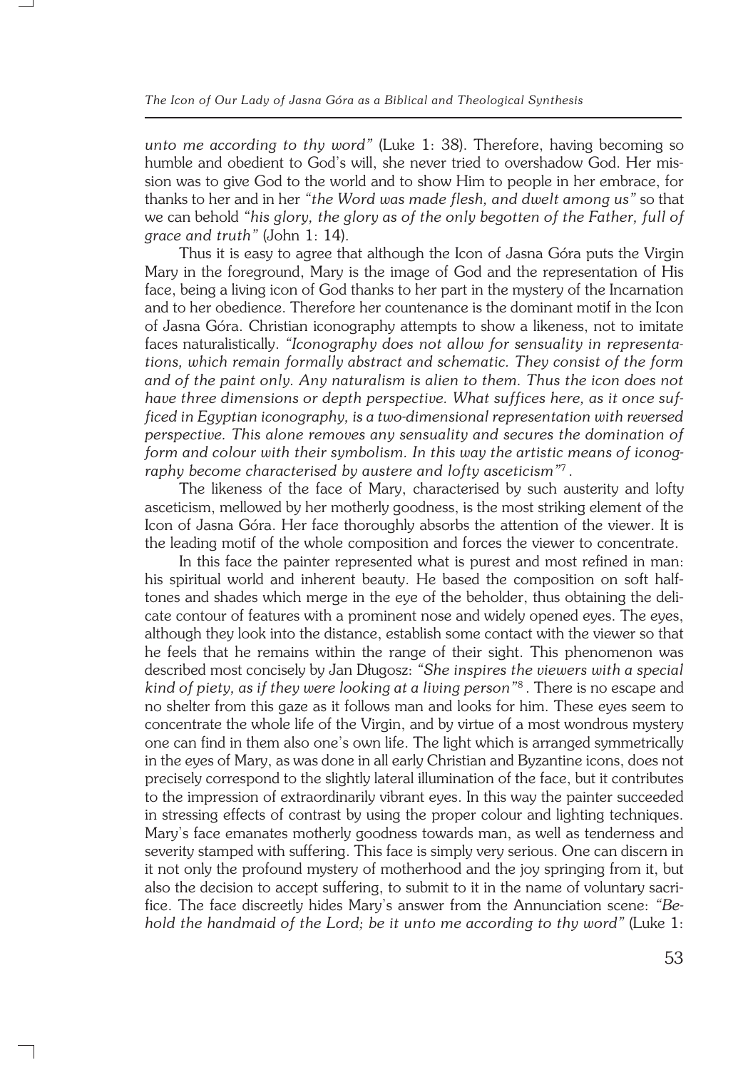*unto me according to thy word"* (Luke 1: 38). Therefore, having becoming so humble and obedient to God's will, she never tried to overshadow God. Her mission was to give God to the world and to show Him to people in her embrace, for thanks to her and in her *"the Word was made flesh, and dwelt among us"* so that we can behold *"his glory, the glory as of the only begotten of the Father, full of grace and truth"* (John 1: 14).

Thus it is easy to agree that although the Icon of Jasna Góra puts the Virgin Mary in the foreground, Mary is the image of God and the representation of His face, being a living icon of God thanks to her part in the mystery of the Incarnation and to her obedience. Therefore her countenance is the dominant motif in the Icon of Jasna Góra. Christian iconography attempts to show a likeness, not to imitate faces naturalistically. *"Iconography does not allow for sensuality in representations, which remain formally abstract and schematic. They consist of the form and of the paint only. Any naturalism is alien to them. Thus the icon does not have three dimensions or depth perspective. What suffices here, as it once sufficed in Egyptian iconography, is a two-dimensional representation with reversed perspective. This alone removes any sensuality and secures the domination of form and colour with their symbolism. In this way the artistic means of iconography become characterised by austere and lofty asceticism"*[7].

The likeness of the face of Mary, characterised by such austerity and lofty asceticism, mellowed by her motherly goodness, is the most striking element of the Icon of Jasna Góra. Her face thoroughly absorbs the attention of the viewer. It is the leading motif of the whole composition and forces the viewer to concentrate.

In this face the painter represented what is purest and most refined in man: his spiritual world and inherent beauty. He based the composition on soft halftones and shades which merge in the eye of the beholder, thus obtaining the delicate contour of features with a prominent nose and widely opened eyes. The eyes, although they look into the distance, establish some contact with the viewer so that he feels that he remains within the range of their sight. This phenomenon was described most concisely by Jan Długosz: *"She inspires the viewers with a special kind of piety, as if they were looking at a living person"*[8]. There is no escape and no shelter from this gaze as it follows man and looks for him. These eyes seem to concentrate the whole life of the Virgin, and by virtue of a most wondrous mystery one can find in them also one's own life. The light which is arranged symmetrically in the eyes of Mary, as was done in all early Christian and Byzantine icons, does not precisely correspond to the slightly lateral illumination of the face, but it contributes to the impression of extraordinarily vibrant eyes. In this way the painter succeeded in stressing effects of contrast by using the proper colour and lighting techniques. Mary's face emanates motherly goodness towards man, as well as tenderness and severity stamped with suffering. This face is simply very serious. One can discern in it not only the profound mystery of motherhood and the joy springing from it, but also the decision to accept suffering, to submit to it in the name of voluntary sacrifice. The face discreetly hides Mary's answer from the Annunciation scene: *"Behold the handmaid of the Lord; be it unto me according to thy word"* (Luke 1: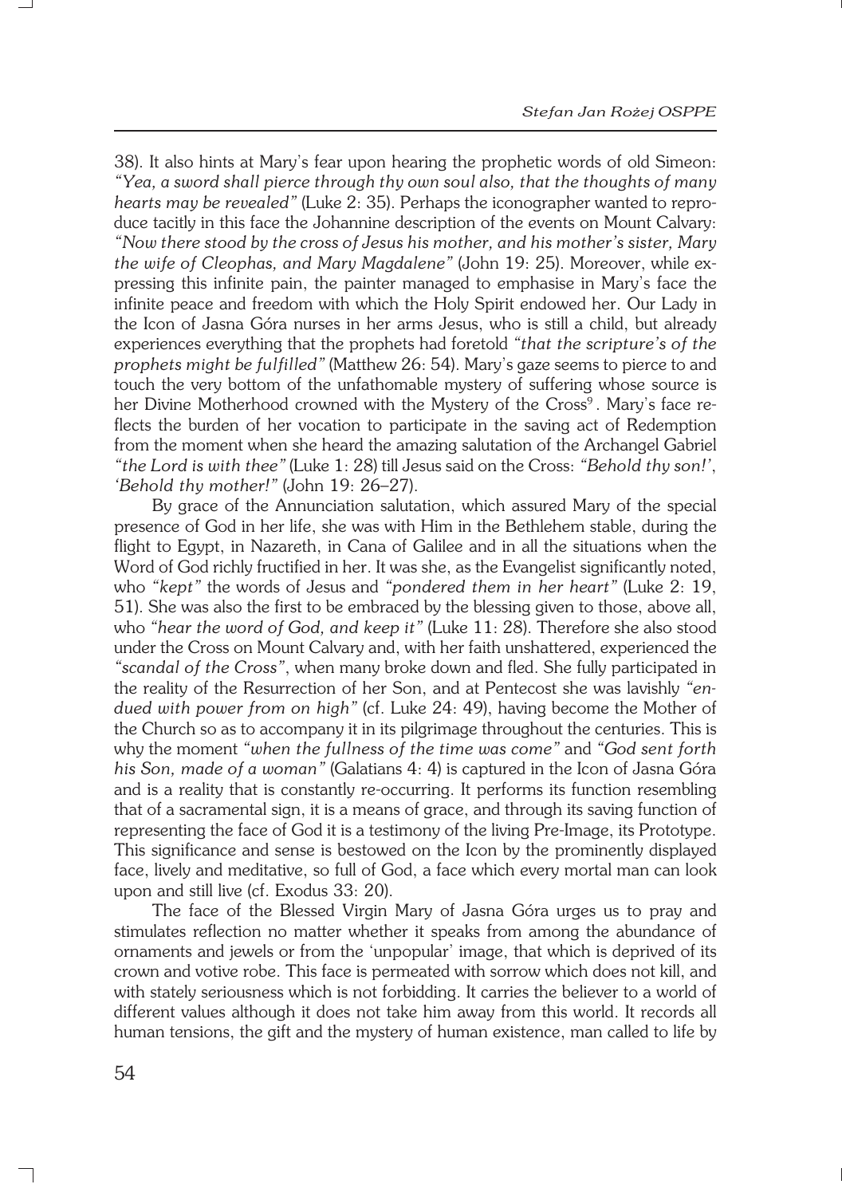38). It also hints at Mary's fear upon hearing the prophetic words of old Simeon: *"Yea, a sword shall pierce through thy own soul also, that the thoughts of many hearts may be revealed"* (Luke 2: 35). Perhaps the iconographer wanted to reproduce tacitly in this face the Johannine description of the events on Mount Calvary: *"Now there stood by the cross of Jesus his mother, and his mother's sister, Mary the wife of Cleophas, and Mary Magdalene"* (John 19: 25). Moreover, while expressing this infinite pain, the painter managed to emphasise in Mary's face the infinite peace and freedom with which the Holy Spirit endowed her. Our Lady in the Icon of Jasna Góra nurses in her arms Jesus, who is still a child, but already experiences everything that the prophets had foretold *"that the scripture's of the prophets might be fulfilled"* (Matthew 26: 54). Mary's gaze seems to pierce to and touch the very bottom of the unfathomable mystery of suffering whose source is her Divine Motherhood crowned with the Mystery of the Cross[9]. Mary's face reflects the burden of her vocation to participate in the saving act of Redemption from the moment when she heard the amazing salutation of the Archangel Gabriel *"the Lord is with thee"* (Luke 1: 28) till Jesus said on the Cross: *"Behold thy son!', 'Behold thy mother!"* (John 19: 26–27).

By grace of the Annunciation salutation, which assured Mary of the special presence of God in her life, she was with Him in the Bethlehem stable, during the flight to Egypt, in Nazareth, in Cana of Galilee and in all the situations when the Word of God richly fructified in her. It was she, as the Evangelist significantly noted, who *"kept"* the words of Jesus and *"pondered them in her heart"* (Luke 2: 19, 51). She was also the first to be embraced by the blessing given to those, above all, who *"hear the word of God, and keep it"* (Luke 11: 28). Therefore she also stood under the Cross on Mount Calvary and, with her faith unshattered, experienced the *"scandal of the Cross"*, when many broke down and fled. She fully participated in the reality of the Resurrection of her Son, and at Pentecost she was lavishly *"endued with power from on high"* (cf. Luke 24: 49), having become the Mother of the Church so as to accompany it in its pilgrimage throughout the centuries. This is why the moment *"when the fullness of the time was come"* and *"God sent forth his Son, made of a woman"* (Galatians 4: 4) is captured in the Icon of Jasna Góra and is a reality that is constantly re-occurring. It performs its function resembling that of a sacramental sign, it is a means of grace, and through its saving function of representing the face of God it is a testimony of the living Pre-Image, its Prototype. This significance and sense is bestowed on the Icon by the prominently displayed face, lively and meditative, so full of God, a face which every mortal man can look upon and still live (cf. Exodus 33: 20).

The face of the Blessed Virgin Mary of Jasna Góra urges us to pray and stimulates reflection no matter whether it speaks from among the abundance of ornaments and jewels or from the 'unpopular' image, that which is deprived of its crown and votive robe. This face is permeated with sorrow which does not kill, and with stately seriousness which is not forbidding. It carries the believer to a world of different values although it does not take him away from this world. It records all human tensions, the gift and the mystery of human existence, man called to life by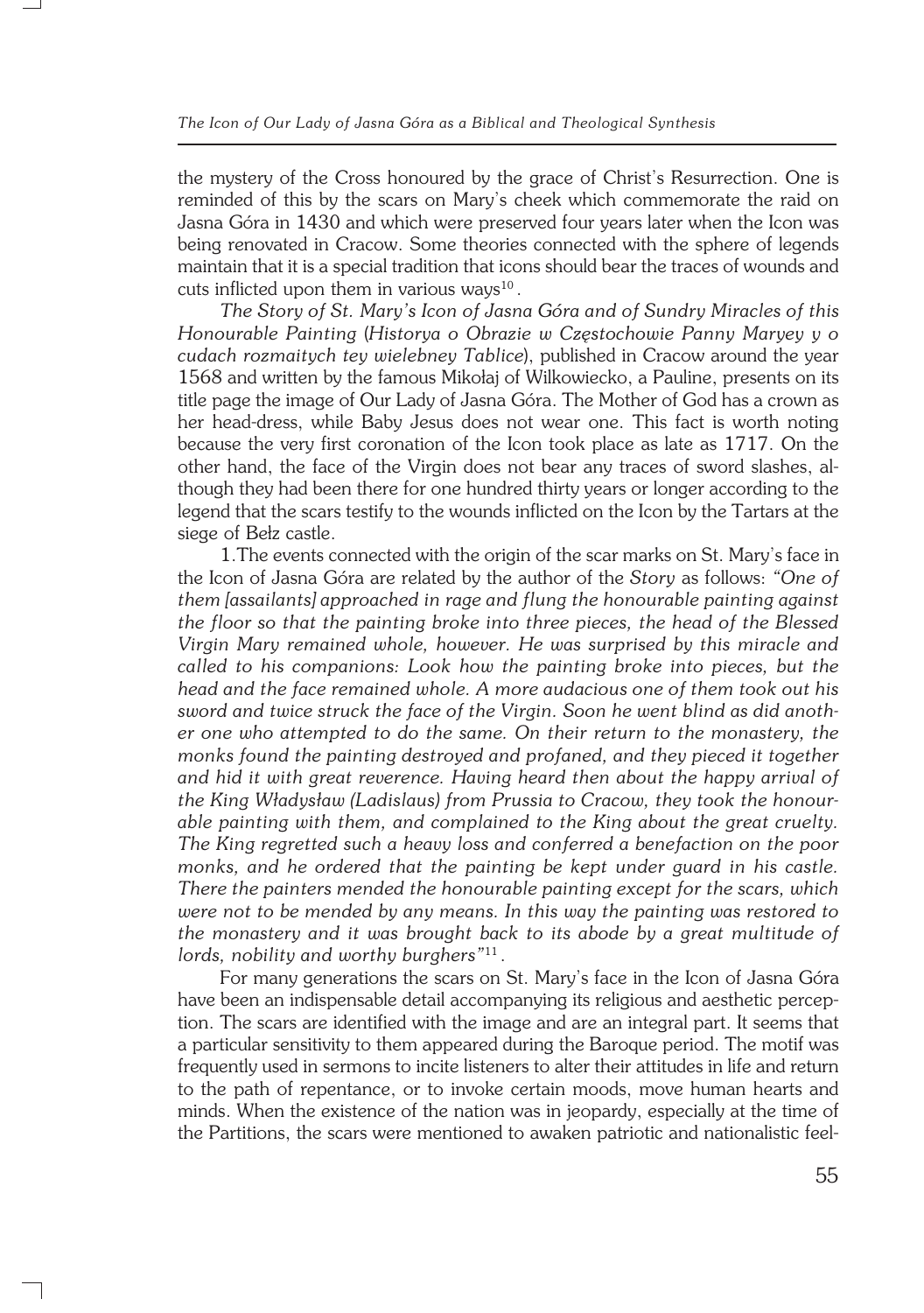the mystery of the Cross honoured by the grace of Christ's Resurrection. One is reminded of this by the scars on Mary's cheek which commemorate the raid on Jasna Góra in 1430 and which were preserved four years later when the Icon was being renovated in Cracow. Some theories connected with the sphere of legends maintain that it is a special tradition that icons should bear the traces of wounds and cuts inflicted upon them in various ways[10].

*The Story of St. Mary's Icon of Jasna Góra and of Sundry Miracles of this Honourable Painting* (*Historya o Obrazie w Częstochowie Panny Maryey y o cudach rozmaitych tey wielebney Tablice*), published in Cracow around the year 1568 and written by the famous Mikołaj of Wilkowiecko, a Pauline, presents on its title page the image of Our Lady of Jasna Góra. The Mother of God has a crown as her head-dress, while Baby Jesus does not wear one. This fact is worth noting because the very first coronation of the Icon took place as late as 1717. On the other hand, the face of the Virgin does not bear any traces of sword slashes, although they had been there for one hundred thirty years or longer according to the legend that the scars testify to the wounds inflicted on the Icon by the Tartars at the siege of Bełz castle.

1.The events connected with the origin of the scar marks on St. Mary's face in the Icon of Jasna Góra are related by the author of the *Story* as follows: *"One of them [assailants] approached in rage and flung the honourable painting against the floor so that the painting broke into three pieces, the head of the Blessed Virgin Mary remained whole, however. He was surprised by this miracle and called to his companions: Look how the painting broke into pieces, but the head and the face remained whole. A more audacious one of them took out his sword and twice struck the face of the Virgin. Soon he went blind as did another one who attempted to do the same. On their return to the monastery, the monks found the painting destroyed and profaned, and they pieced it together and hid it with great reverence. Having heard then about the happy arrival of the King Władysław (Ladislaus) from Prussia to Cracow, they took the honourable painting with them, and complained to the King about the great cruelty. The King regretted such a heavy loss and conferred a benefaction on the poor monks, and he ordered that the painting be kept under guard in his castle. There the painters mended the honourable painting except for the scars, which were not to be mended by any means. In this way the painting was restored to the monastery and it was brought back to its abode by a great multitude of lords, nobility and worthy burghers"*[11].

For many generations the scars on St. Mary's face in the Icon of Jasna Góra have been an indispensable detail accompanying its religious and aesthetic perception. The scars are identified with the image and are an integral part. It seems that a particular sensitivity to them appeared during the Baroque period. The motif was frequently used in sermons to incite listeners to alter their attitudes in life and return to the path of repentance, or to invoke certain moods, move human hearts and minds. When the existence of the nation was in jeopardy, especially at the time of the Partitions, the scars were mentioned to awaken patriotic and nationalistic feel-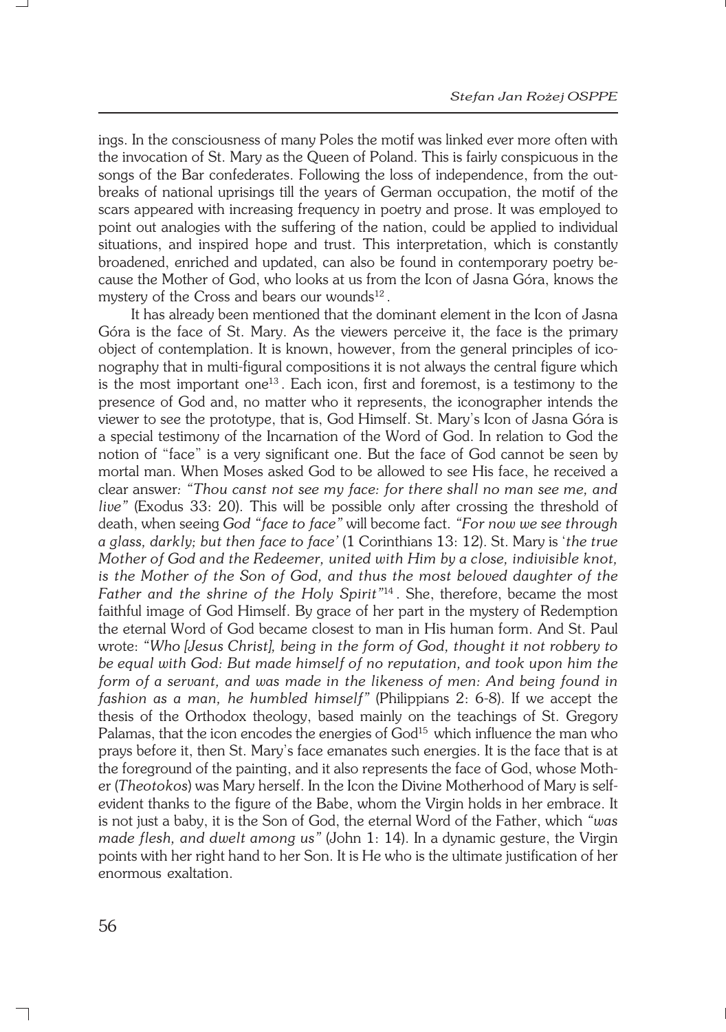ings. In the consciousness of many Poles the motif was linked ever more often with the invocation of St. Mary as the Queen of Poland. This is fairly conspicuous in the songs of the Bar confederates. Following the loss of independence, from the outbreaks of national uprisings till the years of German occupation, the motif of the scars appeared with increasing frequency in poetry and prose. It was employed to point out analogies with the suffering of the nation, could be applied to individual situations, and inspired hope and trust. This interpretation, which is constantly broadened, enriched and updated, can also be found in contemporary poetry because the Mother of God, who looks at us from the Icon of Jasna Góra, knows the mystery of the Cross and bears our wounds[12].

It has already been mentioned that the dominant element in the Icon of Jasna Góra is the face of St. Mary. As the viewers perceive it, the face is the primary object of contemplation. It is known, however, from the general principles of iconography that in multi-figural compositions it is not always the central figure which is the most important one[13]. Each icon, first and foremost, is a testimony to the presence of God and, no matter who it represents, the iconographer intends the viewer to see the prototype, that is, God Himself. St. Mary's Icon of Jasna Góra is a special testimony of the Incarnation of the Word of God. In relation to God the notion of "face" is a very significant one. But the face of God cannot be seen by mortal man. When Moses asked God to be allowed to see His face, he received a clear answer: *"Thou canst not see my face: for there shall no man see me, and live"* (Exodus 33: 20). This will be possible only after crossing the threshold of death, when seeing *God "face to face"* will become fact. *"For now we see through a glass, darkly; but then face to face'* (1 Corinthians 13: 12). St. Mary is '*the true Mother of God and the Redeemer, united with Him by a close, indivisible knot, is the Mother of the Son of God, and thus the most beloved daughter of the Father and the shrine of the Holy Spirit"*[14]. She, therefore, became the most faithful image of God Himself. By grace of her part in the mystery of Redemption the eternal Word of God became closest to man in His human form. And St. Paul wrote: *"Who [Jesus Christ], being in the form of God, thought it not robbery to be equal with God: But made himself of no reputation, and took upon him the form of a servant, and was made in the likeness of men: And being found in fashion as a man, he humbled himself"* (Philippians 2: 6-8). If we accept the thesis of the Orthodox theology, based mainly on the teachings of St. Gregory Palamas, that the icon encodes the energies of God[15] which influence the man who prays before it, then St. Mary's face emanates such energies. It is the face that is at the foreground of the painting, and it also represents the face of God, whose Mother (*Theotokos*) was Mary herself. In the Icon the Divine Motherhood of Mary is self-evident thanks to the figure of the Babe, whom the Virgin holds in her embrace. It is not just a baby, it is the Son of God, the eternal Word of the Father, which *"was made flesh, and dwelt among us"* (John 1: 14). In a dynamic gesture, the Virgin points with her right hand to her Son. It is He who is the ultimate justification of her enormous exaltation.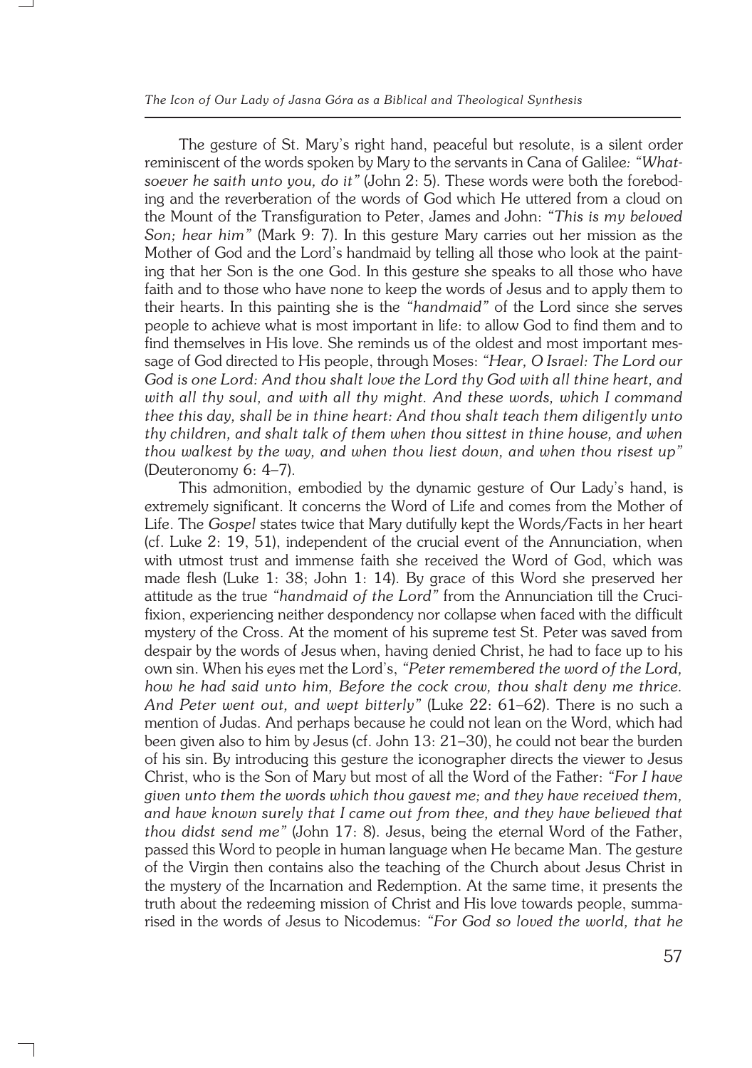The gesture of St. Mary's right hand, peaceful but resolute, is a silent order reminiscent of the words spoken by Mary to the servants in Cana of Galilee*: "Whatsoever he saith unto you, do it"* (John 2: 5). These words were both the foreboding and the reverberation of the words of God which He uttered from a cloud on the Mount of the Transfiguration to Peter, James and John: *"This is my beloved Son; hear him"* (Mark 9: 7). In this gesture Mary carries out her mission as the Mother of God and the Lord's handmaid by telling all those who look at the painting that her Son is the one God. In this gesture she speaks to all those who have faith and to those who have none to keep the words of Jesus and to apply them to their hearts. In this painting she is the *"handmaid"* of the Lord since she serves people to achieve what is most important in life: to allow God to find them and to find themselves in His love. She reminds us of the oldest and most important message of God directed to His people, through Moses: *"Hear, O Israel: The Lord our God is one Lord: And thou shalt love the Lord thy God with all thine heart, and with all thy soul, and with all thy might. And these words, which I command thee this day, shall be in thine heart: And thou shalt teach them diligently unto thy children, and shalt talk of them when thou sittest in thine house, and when thou walkest by the way, and when thou liest down, and when thou risest up"* (Deuteronomy 6: 4–7).

This admonition, embodied by the dynamic gesture of Our Lady's hand, is extremely significant. It concerns the Word of Life and comes from the Mother of Life. The *Gospel* states twice that Mary dutifully kept the Words/Facts in her heart (cf. Luke 2: 19, 51), independent of the crucial event of the Annunciation, when with utmost trust and immense faith she received the Word of God, which was made flesh (Luke 1: 38; John 1: 14). By grace of this Word she preserved her attitude as the true *"handmaid of the Lord"* from the Annunciation till the Crucifixion, experiencing neither despondency nor collapse when faced with the difficult mystery of the Cross. At the moment of his supreme test St. Peter was saved from despair by the words of Jesus when, having denied Christ, he had to face up to his own sin. When his eyes met the Lord's, *"Peter remembered the word of the Lord, how he had said unto him, Before the cock crow, thou shalt deny me thrice. And Peter went out, and wept bitterly"* (Luke 22: 61–62). There is no such a mention of Judas. And perhaps because he could not lean on the Word, which had been given also to him by Jesus (cf. John 13: 21–30), he could not bear the burden of his sin. By introducing this gesture the iconographer directs the viewer to Jesus Christ, who is the Son of Mary but most of all the Word of the Father: *"For I have given unto them the words which thou gavest me; and they have received them, and have known surely that I came out from thee, and they have believed that thou didst send me"* (John 17: 8). Jesus, being the eternal Word of the Father, passed this Word to people in human language when He became Man. The gesture of the Virgin then contains also the teaching of the Church about Jesus Christ in the mystery of the Incarnation and Redemption. At the same time, it presents the truth about the redeeming mission of Christ and His love towards people, summarised in the words of Jesus to Nicodemus: *"For God so loved the world, that he*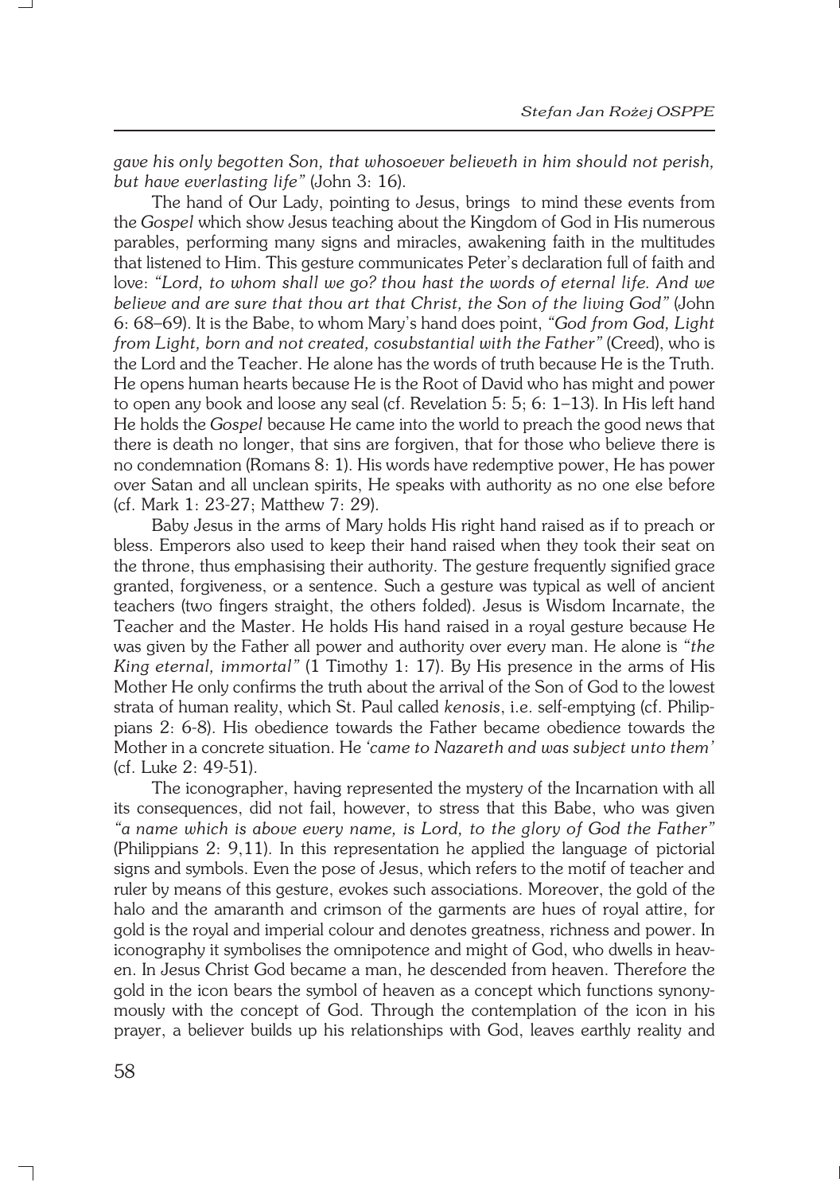*gave his only begotten Son, that whosoever believeth in him should not perish, but have everlasting life"* (John 3: 16).

The hand of Our Lady, pointing to Jesus, brings to mind these events from the *Gospel* which show Jesus teaching about the Kingdom of God in His numerous parables, performing many signs and miracles, awakening faith in the multitudes that listened to Him. This gesture communicates Peter's declaration full of faith and love: *"Lord, to whom shall we go? thou hast the words of eternal life. And we believe and are sure that thou art that Christ, the Son of the living God"* (John 6: 68–69). It is the Babe, to whom Mary's hand does point, *"God from God, Light from Light, born and not created, cosubstantial with the Father"* (Creed), who is the Lord and the Teacher. He alone has the words of truth because He is the Truth. He opens human hearts because He is the Root of David who has might and power to open any book and loose any seal (cf. Revelation 5: 5; 6: 1–13). In His left hand He holds the *Gospel* because He came into the world to preach the good news that there is death no longer, that sins are forgiven, that for those who believe there is no condemnation (Romans 8: 1). His words have redemptive power, He has power over Satan and all unclean spirits, He speaks with authority as no one else before (cf. Mark 1: 23-27; Matthew 7: 29).

Baby Jesus in the arms of Mary holds His right hand raised as if to preach or bless. Emperors also used to keep their hand raised when they took their seat on the throne, thus emphasising their authority. The gesture frequently signified grace granted, forgiveness, or a sentence. Such a gesture was typical as well of ancient teachers (two fingers straight, the others folded). Jesus is Wisdom Incarnate, the Teacher and the Master. He holds His hand raised in a royal gesture because He was given by the Father all power and authority over every man. He alone is *"the King eternal, immortal"* (1 Timothy 1: 17). By His presence in the arms of His Mother He only confirms the truth about the arrival of the Son of God to the lowest strata of human reality, which St. Paul called *kenosis*, i.e. self-emptying (cf. Philippians 2: 6-8). His obedience towards the Father became obedience towards the Mother in a concrete situation. He *'came to Nazareth and was subject unto them'* (cf. Luke 2: 49-51).

The iconographer, having represented the mystery of the Incarnation with all its consequences, did not fail, however, to stress that this Babe, who was given *"a name which is above every name, is Lord, to the glory of God the Father"* (Philippians 2: 9,11). In this representation he applied the language of pictorial signs and symbols. Even the pose of Jesus, which refers to the motif of teacher and ruler by means of this gesture, evokes such associations. Moreover, the gold of the halo and the amaranth and crimson of the garments are hues of royal attire, for gold is the royal and imperial colour and denotes greatness, richness and power. In iconography it symbolises the omnipotence and might of God, who dwells in heaven. In Jesus Christ God became a man, he descended from heaven. Therefore the gold in the icon bears the symbol of heaven as a concept which functions synonymously with the concept of God. Through the contemplation of the icon in his prayer, a believer builds up his relationships with God, leaves earthly reality and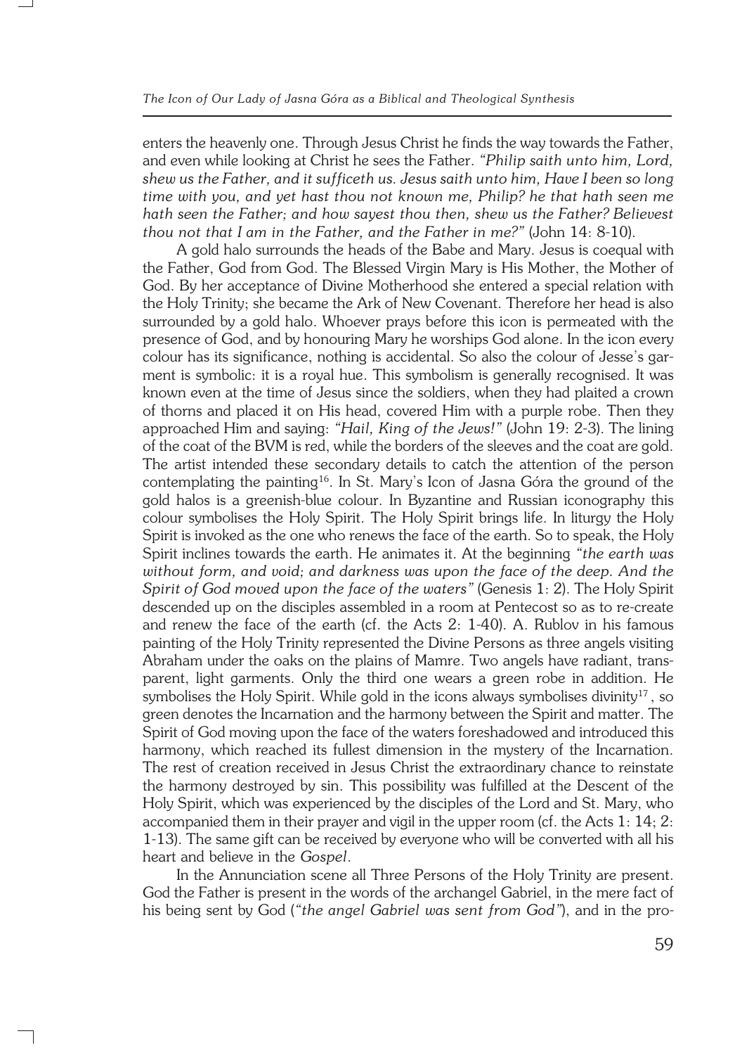enters the heavenly one. Through Jesus Christ he finds the way towards the Father, and even while looking at Christ he sees the Father. *"Philip saith unto him, Lord, shew us the Father, and it sufficeth us. Jesus saith unto him, Have I been so long time with you, and yet hast thou not known me, Philip? he that hath seen me hath seen the Father; and how sayest thou then, shew us the Father? Believest thou not that I am in the Father, and the Father in me?"* (John 14: 8-10).

A gold halo surrounds the heads of the Babe and Mary. Jesus is coequal with the Father, God from God. The Blessed Virgin Mary is His Mother, the Mother of God. By her acceptance of Divine Motherhood she entered a special relation with the Holy Trinity; she became the Ark of New Covenant. Therefore her head is also surrounded by a gold halo. Whoever prays before this icon is permeated with the presence of God, and by honouring Mary he worships God alone. In the icon every colour has its significance, nothing is accidental. So also the colour of Jesse's garment is symbolic: it is a royal hue. This symbolism is generally recognised. It was known even at the time of Jesus since the soldiers, when they had plaited a crown of thorns and placed it on His head, covered Him with a purple robe. Then they approached Him and saying: *"Hail, King of the Jews!"* (John 19: 2-3). The lining of the coat of the BVM is red, while the borders of the sleeves and the coat are gold. The artist intended these secondary details to catch the attention of the person contemplating the painting[16]. In St. Mary's Icon of Jasna Góra the ground of the gold halos is a greenish-blue colour. In Byzantine and Russian iconography this colour symbolises the Holy Spirit. The Holy Spirit brings life. In liturgy the Holy Spirit is invoked as the one who renews the face of the earth. So to speak, the Holy Spirit inclines towards the earth. He animates it. At the beginning *"the earth was without form, and void; and darkness was upon the face of the deep. And the Spirit of God moved upon the face of the waters"* (Genesis 1: 2). The Holy Spirit descended up on the disciples assembled in a room at Pentecost so as to re-create and renew the face of the earth (cf. the Acts 2: 1-40). A. Rublov in his famous painting of the Holy Trinity represented the Divine Persons as three angels visiting Abraham under the oaks on the plains of Mamre. Two angels have radiant, transparent, light garments. Only the third one wears a green robe in addition. He symbolises the Holy Spirit. While gold in the icons always symbolises divinity[17], so green denotes the Incarnation and the harmony between the Spirit and matter. The Spirit of God moving upon the face of the waters foreshadowed and introduced this harmony, which reached its fullest dimension in the mystery of the Incarnation. The rest of creation received in Jesus Christ the extraordinary chance to reinstate the harmony destroyed by sin. This possibility was fulfilled at the Descent of the Holy Spirit, which was experienced by the disciples of the Lord and St. Mary, who accompanied them in their prayer and vigil in the upper room (cf. the Acts 1: 14; 2: 1-13). The same gift can be received by everyone who will be converted with all his heart and believe in the *Gospel*.

In the Annunciation scene all Three Persons of the Holy Trinity are present. God the Father is present in the words of the archangel Gabriel, in the mere fact of his being sent by God (*"the angel Gabriel was sent from God"*), and in the pro-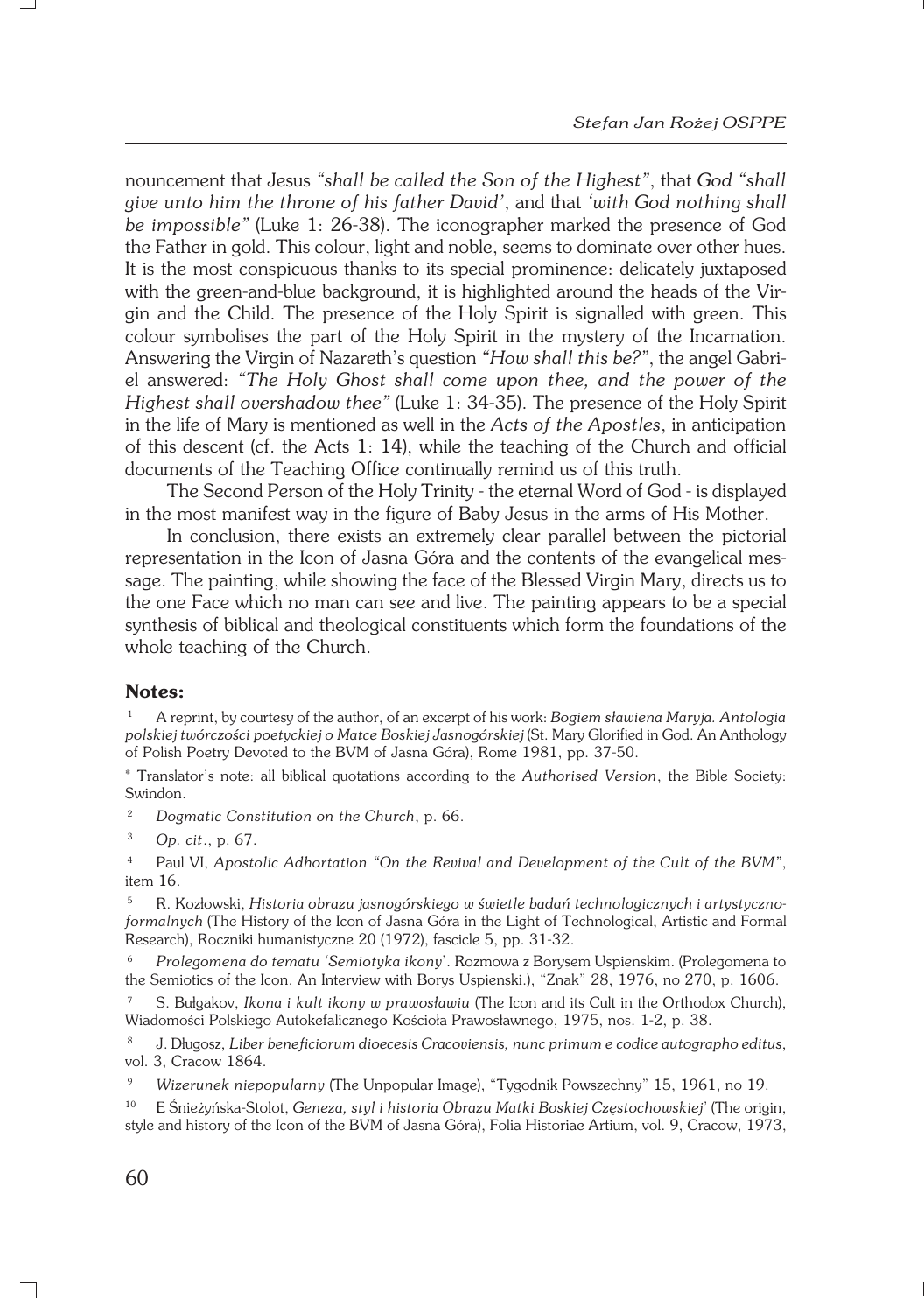nouncement that Jesus *"shall be called the Son of the Highest"*, that *God "shall give unto him the throne of his father David'*, and that *'with God nothing shall be impossible"* (Luke 1: 26-38). The iconographer marked the presence of God the Father in gold. This colour, light and noble, seems to dominate over other hues. It is the most conspicuous thanks to its special prominence: delicately juxtaposed with the green-and-blue background, it is highlighted around the heads of the Virgin and the Child. The presence of the Holy Spirit is signalled with green. This colour symbolises the part of the Holy Spirit in the mystery of the Incarnation. Answering the Virgin of Nazareth's question *"How shall this be?"*, the angel Gabriel answered: *"The Holy Ghost shall come upon thee, and the power of the Highest shall overshadow thee"* (Luke 1: 34-35). The presence of the Holy Spirit in the life of Mary is mentioned as well in the *Acts of the Apostles*, in anticipation of this descent (cf. the Acts 1: 14), while the teaching of the Church and official documents of the Teaching Office continually remind us of this truth.

The Second Person of the Holy Trinity - the eternal Word of God - is displayed in the most manifest way in the figure of Baby Jesus in the arms of His Mother.

In conclusion, there exists an extremely clear parallel between the pictorial representation in the Icon of Jasna Góra and the contents of the evangelical message. The painting, while showing the face of the Blessed Virgin Mary, directs us to the one Face which no man can see and live. The painting appears to be a special synthesis of biblical and theological constituents which form the foundations of the whole teaching of the Church.

**Notes:**

[1] A reprint, by courtesy of the author, of an excerpt of his work: *Bogiem sławiena Maryja. Antologia polskiej twórczości poetyckiej o Matce Boskiej Jasnogórskiej* (St. Mary Glorified in God. An Anthology of Polish Poetry Devoted to the BVM of Jasna Góra), Rome 1981, pp. 37-50.

\* Translator's note: all biblical quotations according to the *Authorised Version*, the Bible Society: Swindon.

[2] *Dogmatic Constitution on the Church*, p. 66.

[3] *Op. cit*., p. 67.

[4] Paul VI, *Apostolic Adhortation "On the Revival and Development of the Cult of the BVM"*, item 16.

[5] R. Kozłowski, *Historia obrazu jasnogórskiego w świetle badań technologicznych i artystyczno-formalnych* (The History of the Icon of Jasna Góra in the Light of Technological, Artistic and Formal Research), Roczniki humanistyczne 20 (1972), fascicle 5, pp. 31-32.

[6] *Prolegomena do tematu 'Semiotyka ikony*'. Rozmowa z Borysem Uspienskim. (Prolegomena to the Semiotics of the Icon. An Interview with Borys Uspienski.), "Znak" 28, 1976, no 270, p. 1606.

[7] S. Bułgakov, *Ikona i kult ikony w prawosławiu* (The Icon and its Cult in the Orthodox Church), Wiadomości Polskiego Autokefalicznego Kościoła Prawosławnego, 1975, nos. 1-2, p. 38.

[8] J. Długosz, *Liber beneficiorum dioecesis Cracoviensis, nunc primum e codice autographo editus*, vol. 3, Cracow 1864.

[9] *Wizerunek niepopularny* (The Unpopular Image), "Tygodnik Powszechny" 15, 1961, no 19.

[10] E Śnieżyńska-Stolot, *Geneza, styl i historia Obrazu Matki Boskiej Częstochowskiej*' (The origin, style and history of the Icon of the BVM of Jasna Góra), Folia Historiae Artium, vol. 9, Cracow, 1973,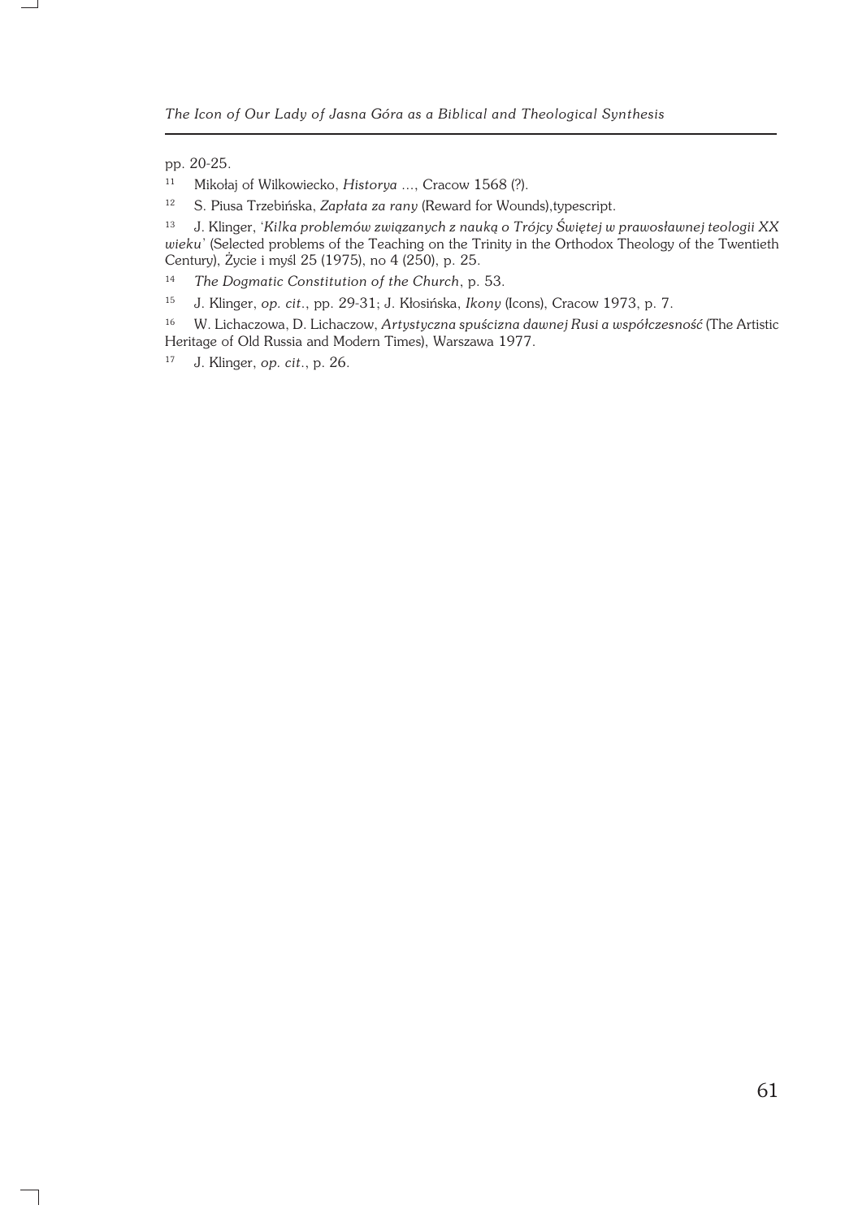pp. 20-25.

[11] Mikołaj of Wilkowiecko, *Historya* ..., Cracow 1568 (?).

[12] S. Piusa Trzebińska, *Zapłata za rany* (Reward for Wounds),typescript.

[13] J. Klinger, '*Kilka problemów związanych z nauką o Trójcy Świętej w prawosławnej teologii XX wieku*' (Selected problems of the Teaching on the Trinity in the Orthodox Theology of the Twentieth Century), Życie i myśl 25 (1975), no 4 (250), p. 25.

[14] *The Dogmatic Constitution of the Church*, p. 53.

[15] J. Klinger, *op. cit.*, pp. 29-31; J. Kłosińska, *Ikony* (Icons), Cracow 1973, p. 7.

[16] W. Lichaczowa, D. Lichaczow, *Artystyczna spuścizna dawnej Rusi a współczesność* (The Artistic Heritage of Old Russia and Modern Times), Warszawa 1977.

[17] J. Klinger, *op. cit.*, p. 26.